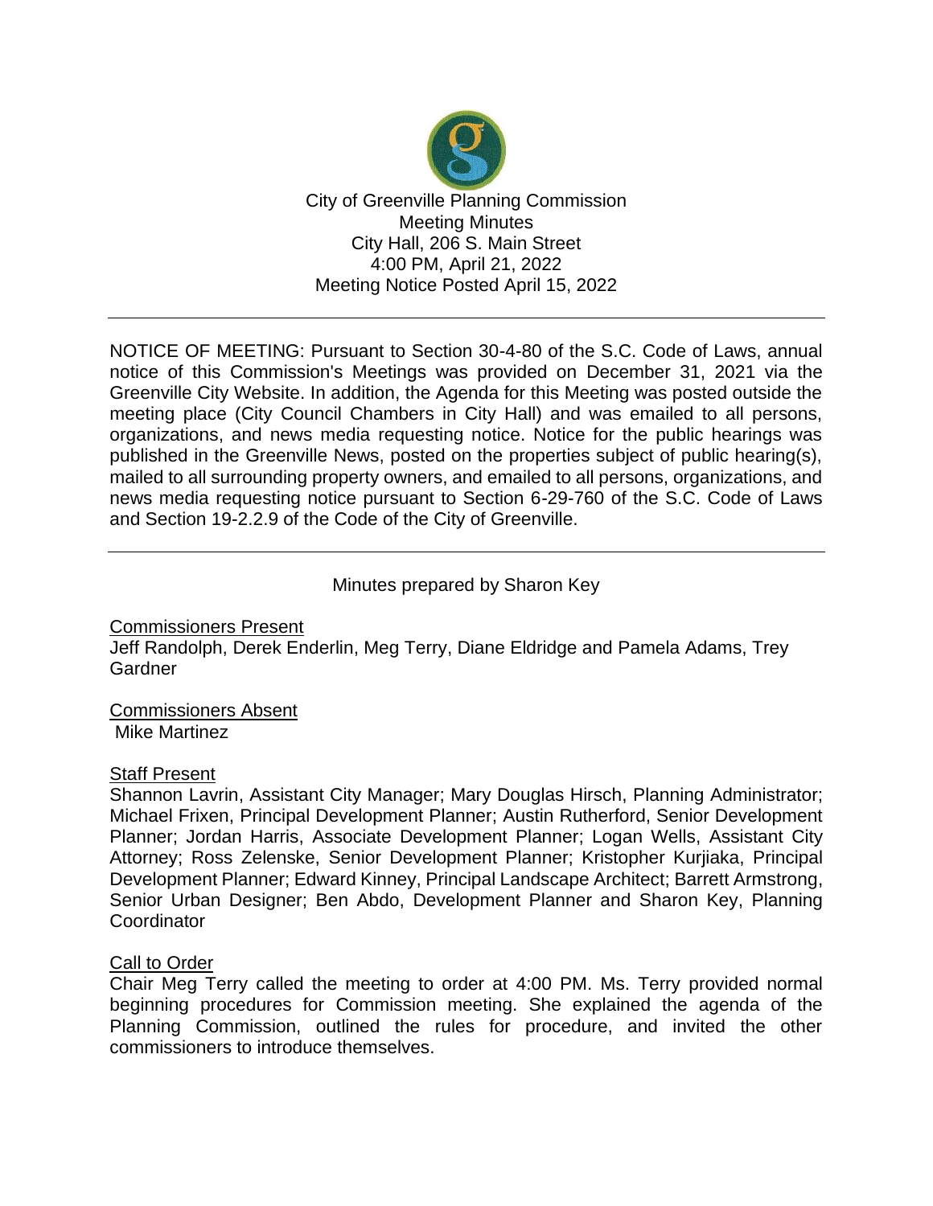City of Greenville Planning Commission
Meeting Minutes
City Hall, 206 S. Main Street
4:00 PM, April 21, 2022
Meeting Notice Posted April 15, 2022

---

NOTICE OF MEETING: Pursuant to Section 30-4-80 of the S.C. Code of Laws, annual notice of this Commission's Meetings was provided on December 31, 2021 via the Greenville City Website. In addition, the Agenda for this Meeting was posted outside the meeting place (City Council Chambers in City Hall) and was emailed to all persons, organizations, and news media requesting notice. Notice for the public hearings was published in the Greenville News, posted on the properties subject of public hearing(s), mailed to all surrounding property owners, and emailed to all persons, organizations, and news media requesting notice pursuant to Section 6-29-760 of the S.C. Code of Laws and Section 19-2.2.9 of the Code of the City of Greenville.

---

Minutes prepared by Sharon Key

<u>Commissioners Present</u>
Jeff Randolph, Derek Enderlin, Meg Terry, Diane Eldridge and Pamela Adams, Trey Gardner

<u>Commissioners Absent</u>
Mike Martinez

<u>Staff Present</u>
Shannon Lavrin, Assistant City Manager; Mary Douglas Hirsch, Planning Administrator; Michael Frixen, Principal Development Planner; Austin Rutherford, Senior Development Planner; Jordan Harris, Associate Development Planner; Logan Wells, Assistant City Attorney; Ross Zelenske, Senior Development Planner; Kristopher Kurjiaka, Principal Development Planner; Edward Kinney, Principal Landscape Architect; Barrett Armstrong, Senior Urban Designer; Ben Abdo, Development Planner and Sharon Key, Planning Coordinator

<u>Call to Order</u>
Chair Meg Terry called the meeting to order at 4:00 PM. Ms. Terry provided normal beginning procedures for Commission meeting. She explained the agenda of the Planning Commission, outlined the rules for procedure, and invited the other commissioners to introduce themselves.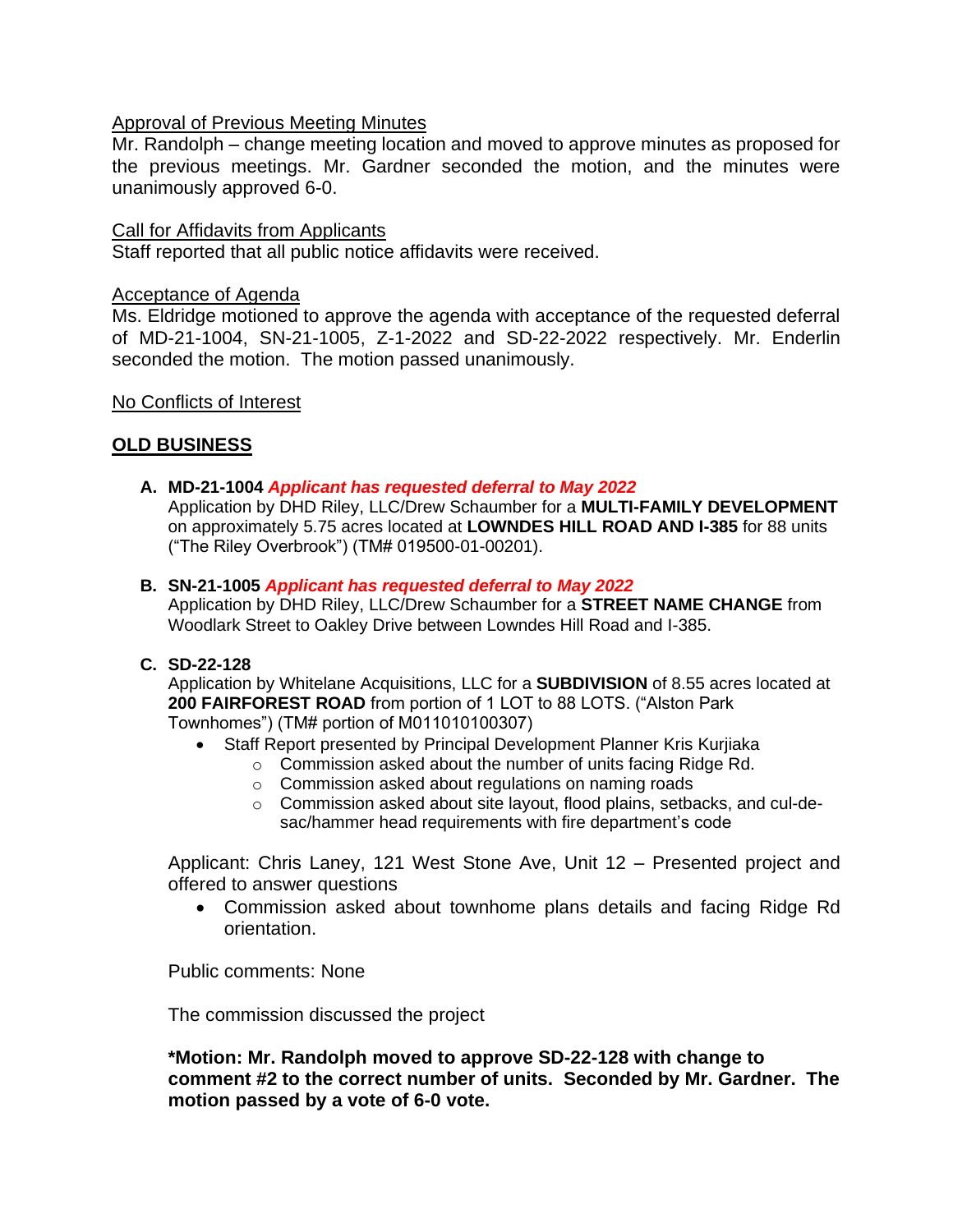Approval of Previous Meeting Minutes

Mr. Randolph – change meeting location and moved to approve minutes as proposed for the previous meetings. Mr. Gardner seconded the motion, and the minutes were unanimously approved 6-0.

Call for Affidavits from Applicants

Staff reported that all public notice affidavits were received.

Acceptance of Agenda

Ms. Eldridge motioned to approve the agenda with acceptance of the requested deferral of MD-21-1004, SN-21-1005, Z-1-2022 and SD-22-2022 respectively. Mr. Enderlin seconded the motion. The motion passed unanimously.

No Conflicts of Interest

## OLD BUSINESS

**A. MD-21-1004** ***Applicant has requested deferral to May 2022***

Application by DHD Riley, LLC/Drew Schaumber for a **MULTI-FAMILY DEVELOPMENT** on approximately 5.75 acres located at **LOWNDES HILL ROAD AND I-385** for 88 units ("The Riley Overbrook") (TM# 019500-01-00201).

**B. SN-21-1005** ***Applicant has requested deferral to May 2022***

Application by DHD Riley, LLC/Drew Schaumber for a **STREET NAME CHANGE** from Woodlark Street to Oakley Drive between Lowndes Hill Road and I-385.

**C. SD-22-128**

Application by Whitelane Acquisitions, LLC for a **SUBDIVISION** of 8.55 acres located at **200 FAIRFOREST ROAD** from portion of 1 LOT to 88 LOTS. ("Alston Park Townhomes") (TM# portion of M011010100307)

- Staff Report presented by Principal Development Planner Kris Kurjiaka
  - Commission asked about the number of units facing Ridge Rd.
  - Commission asked about regulations on naming roads
  - Commission asked about site layout, flood plains, setbacks, and cul-de-sac/hammer head requirements with fire department's code

Applicant: Chris Laney, 121 West Stone Ave, Unit 12 – Presented project and offered to answer questions

- Commission asked about townhome plans details and facing Ridge Rd orientation.

Public comments: None

The commission discussed the project

**\*Motion: Mr. Randolph moved to approve SD-22-128 with change to comment #2 to the correct number of units. Seconded by Mr. Gardner. The motion passed by a vote of 6-0 vote.**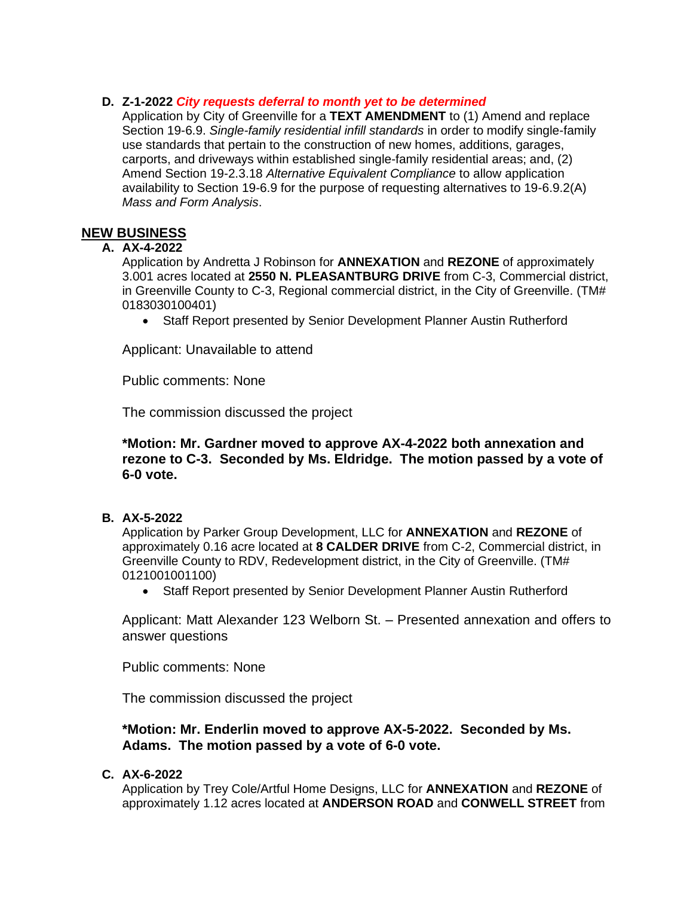**D. Z-1-2022** ***City requests deferral to month yet to be determined***

Application by City of Greenville for a **TEXT AMENDMENT** to (1) Amend and replace Section 19-6.9. *Single-family residential infill standards* in order to modify single-family use standards that pertain to the construction of new homes, additions, garages, carports, and driveways within established single-family residential areas; and, (2) Amend Section 19-2.3.18 *Alternative Equivalent Compliance* to allow application availability to Section 19-6.9 for the purpose of requesting alternatives to 19-6.9.2(A) *Mass and Form Analysis*.

## NEW BUSINESS

**A. AX-4-2022**

Application by Andretta J Robinson for **ANNEXATION** and **REZONE** of approximately 3.001 acres located at **2550 N. PLEASANTBURG DRIVE** from C-3, Commercial district, in Greenville County to C-3, Regional commercial district, in the City of Greenville. (TM# 0183030100401)

- Staff Report presented by Senior Development Planner Austin Rutherford

Applicant: Unavailable to attend

Public comments: None

The commission discussed the project

**\*Motion: Mr. Gardner moved to approve AX-4-2022 both annexation and rezone to C-3. Seconded by Ms. Eldridge. The motion passed by a vote of 6-0 vote.**

**B. AX-5-2022**

Application by Parker Group Development, LLC for **ANNEXATION** and **REZONE** of approximately 0.16 acre located at **8 CALDER DRIVE** from C-2, Commercial district, in Greenville County to RDV, Redevelopment district, in the City of Greenville. (TM# 0121001001100)

- Staff Report presented by Senior Development Planner Austin Rutherford

Applicant: Matt Alexander 123 Welborn St. – Presented annexation and offers to answer questions

Public comments: None

The commission discussed the project

**\*Motion: Mr. Enderlin moved to approve AX-5-2022. Seconded by Ms. Adams. The motion passed by a vote of 6-0 vote.**

**C. AX-6-2022**

Application by Trey Cole/Artful Home Designs, LLC for **ANNEXATION** and **REZONE** of approximately 1.12 acres located at **ANDERSON ROAD** and **CONWELL STREET** from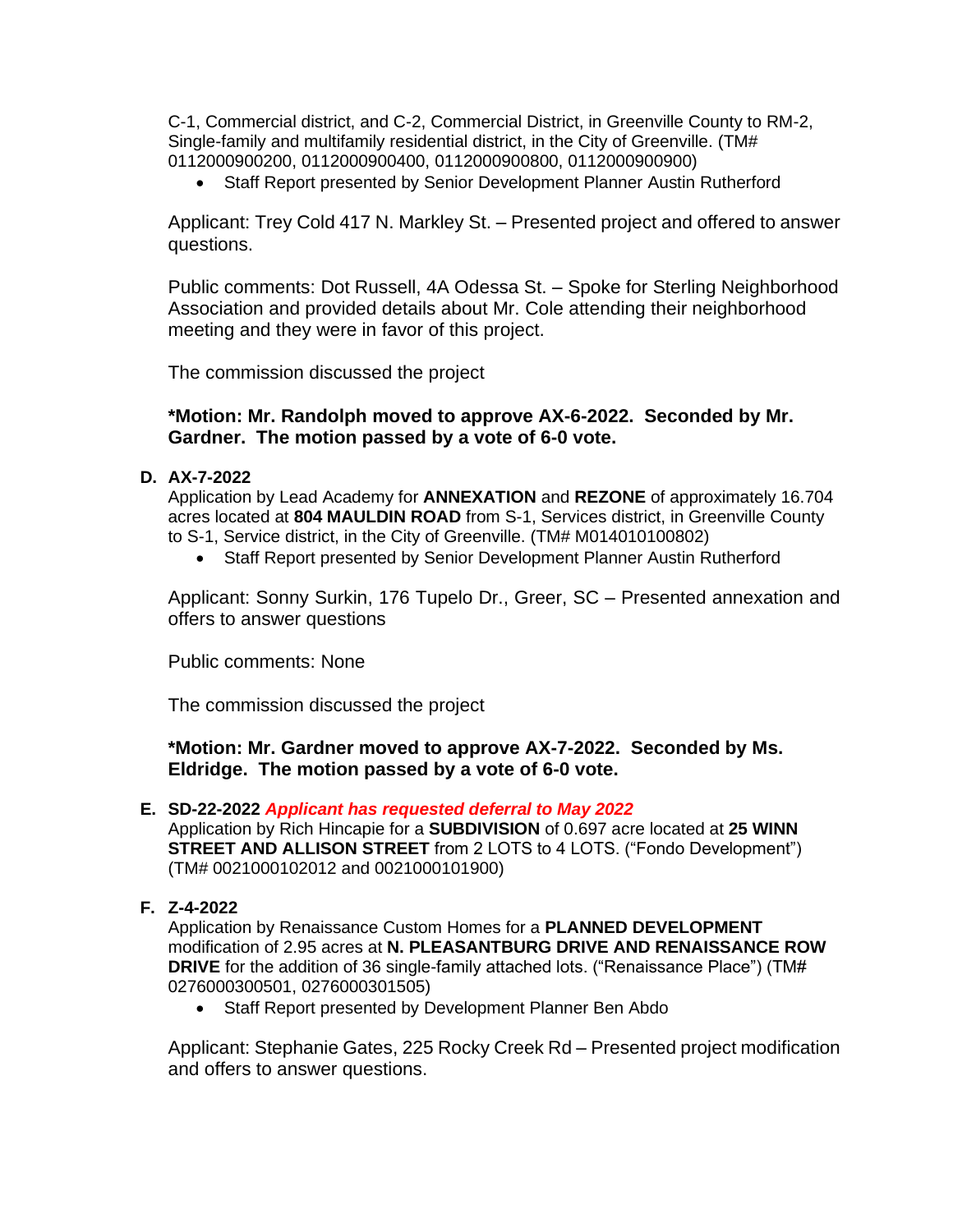C-1, Commercial district, and C-2, Commercial District, in Greenville County to RM-2, Single-family and multifamily residential district, in the City of Greenville. (TM# 0112000900200, 0112000900400, 0112000900800, 0112000900900)

- Staff Report presented by Senior Development Planner Austin Rutherford

Applicant: Trey Cold 417 N. Markley St. – Presented project and offered to answer questions.

Public comments: Dot Russell, 4A Odessa St. – Spoke for Sterling Neighborhood Association and provided details about Mr. Cole attending their neighborhood meeting and they were in favor of this project.

The commission discussed the project

**\*Motion: Mr. Randolph moved to approve AX-6-2022. Seconded by Mr. Gardner. The motion passed by a vote of 6-0 vote.**

**D. AX-7-2022**

Application by Lead Academy for **ANNEXATION** and **REZONE** of approximately 16.704 acres located at **804 MAULDIN ROAD** from S-1, Services district, in Greenville County to S-1, Service district, in the City of Greenville. (TM# M014010100802)

- Staff Report presented by Senior Development Planner Austin Rutherford

Applicant: Sonny Surkin, 176 Tupelo Dr., Greer, SC – Presented annexation and offers to answer questions

Public comments: None

The commission discussed the project

**\*Motion: Mr. Gardner moved to approve AX-7-2022. Seconded by Ms. Eldridge. The motion passed by a vote of 6-0 vote.**

**E. SD-22-2022** ***Applicant has requested deferral to May 2022***

Application by Rich Hincapie for a **SUBDIVISION** of 0.697 acre located at **25 WINN STREET AND ALLISON STREET** from 2 LOTS to 4 LOTS. ("Fondo Development") (TM# 0021000102012 and 0021000101900)

**F. Z-4-2022**

Application by Renaissance Custom Homes for a **PLANNED DEVELOPMENT** modification of 2.95 acres at **N. PLEASANTBURG DRIVE AND RENAISSANCE ROW DRIVE** for the addition of 36 single-family attached lots. ("Renaissance Place") (TM# 0276000300501, 0276000301505)

- Staff Report presented by Development Planner Ben Abdo

Applicant: Stephanie Gates, 225 Rocky Creek Rd – Presented project modification and offers to answer questions.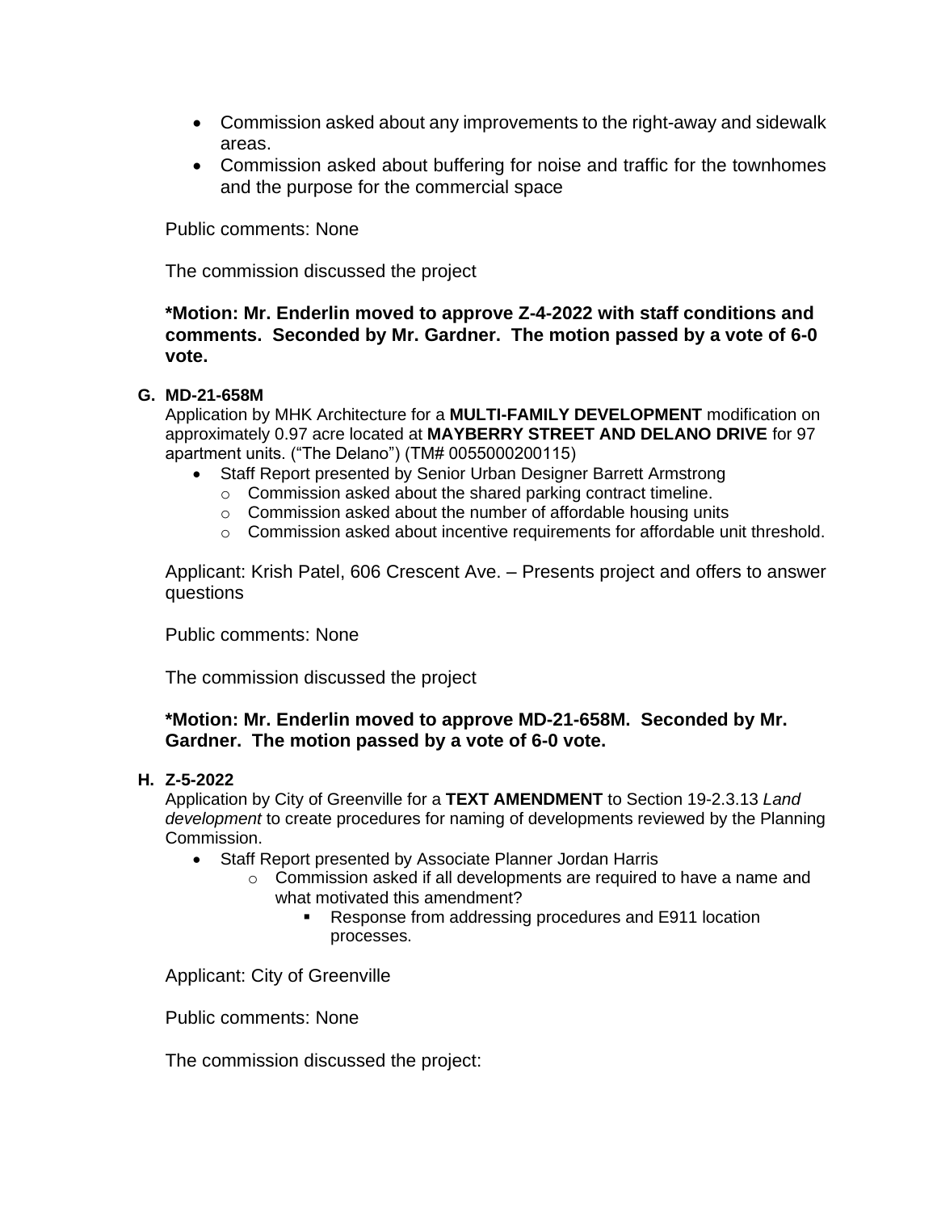- Commission asked about any improvements to the right-away and sidewalk areas.
- Commission asked about buffering for noise and traffic for the townhomes and the purpose for the commercial space

Public comments: None

The commission discussed the project

**\*Motion: Mr. Enderlin moved to approve Z-4-2022 with staff conditions and comments. Seconded by Mr. Gardner. The motion passed by a vote of 6-0 vote.**

**G. MD-21-658M**

Application by MHK Architecture for a **MULTI-FAMILY DEVELOPMENT** modification on approximately 0.97 acre located at **MAYBERRY STREET AND DELANO DRIVE** for 97 apartment units. ("The Delano") (TM# 0055000200115)

- Staff Report presented by Senior Urban Designer Barrett Armstrong
  - Commission asked about the shared parking contract timeline.
  - Commission asked about the number of affordable housing units
  - Commission asked about incentive requirements for affordable unit threshold.

Applicant: Krish Patel, 606 Crescent Ave. – Presents project and offers to answer questions

Public comments: None

The commission discussed the project

**\*Motion: Mr. Enderlin moved to approve MD-21-658M. Seconded by Mr. Gardner. The motion passed by a vote of 6-0 vote.**

**H. Z-5-2022**

Application by City of Greenville for a **TEXT AMENDMENT** to Section 19-2.3.13 *Land development* to create procedures for naming of developments reviewed by the Planning Commission.

- Staff Report presented by Associate Planner Jordan Harris
  - Commission asked if all developments are required to have a name and what motivated this amendment?
    - Response from addressing procedures and E911 location processes.

Applicant: City of Greenville

Public comments: None

The commission discussed the project: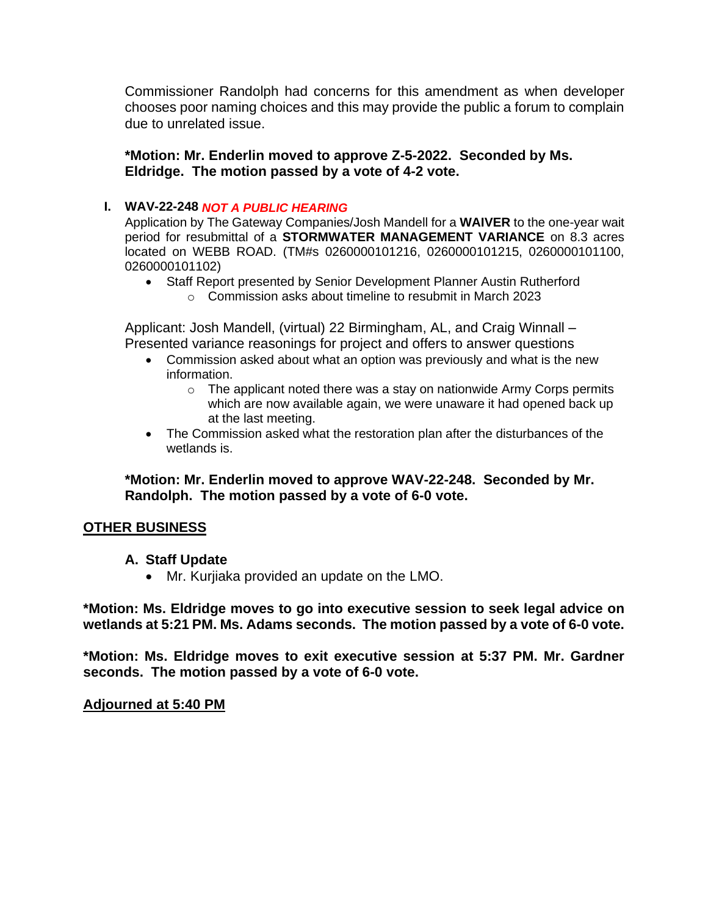Commissioner Randolph had concerns for this amendment as when developer chooses poor naming choices and this may provide the public a forum to complain due to unrelated issue.

**\*Motion: Mr. Enderlin moved to approve Z-5-2022. Seconded by Ms. Eldridge. The motion passed by a vote of 4-2 vote.**

**I. WAV-22-248** ***NOT A PUBLIC HEARING***

Application by The Gateway Companies/Josh Mandell for a **WAIVER** to the one-year wait period for resubmittal of a **STORMWATER MANAGEMENT VARIANCE** on 8.3 acres located on WEBB ROAD. (TM#s 0260000101216, 0260000101215, 0260000101100, 0260000101102)

- Staff Report presented by Senior Development Planner Austin Rutherford
  - Commission asks about timeline to resubmit in March 2023

Applicant: Josh Mandell, (virtual) 22 Birmingham, AL, and Craig Winnall – Presented variance reasonings for project and offers to answer questions

- Commission asked about what an option was previously and what is the new information.
  - The applicant noted there was a stay on nationwide Army Corps permits which are now available again, we were unaware it had opened back up at the last meeting.
- The Commission asked what the restoration plan after the disturbances of the wetlands is.

**\*Motion: Mr. Enderlin moved to approve WAV-22-248. Seconded by Mr. Randolph. The motion passed by a vote of 6-0 vote.**

## <u>OTHER BUSINESS</u>

**A. Staff Update**

- Mr. Kurjiaka provided an update on the LMO.

**\*Motion: Ms. Eldridge moves to go into executive session to seek legal advice on wetlands at 5:21 PM. Ms. Adams seconds. The motion passed by a vote of 6-0 vote.**

**\*Motion: Ms. Eldridge moves to exit executive session at 5:37 PM. Mr. Gardner seconds. The motion passed by a vote of 6-0 vote.**

**<u>Adjourned at 5:40 PM</u>**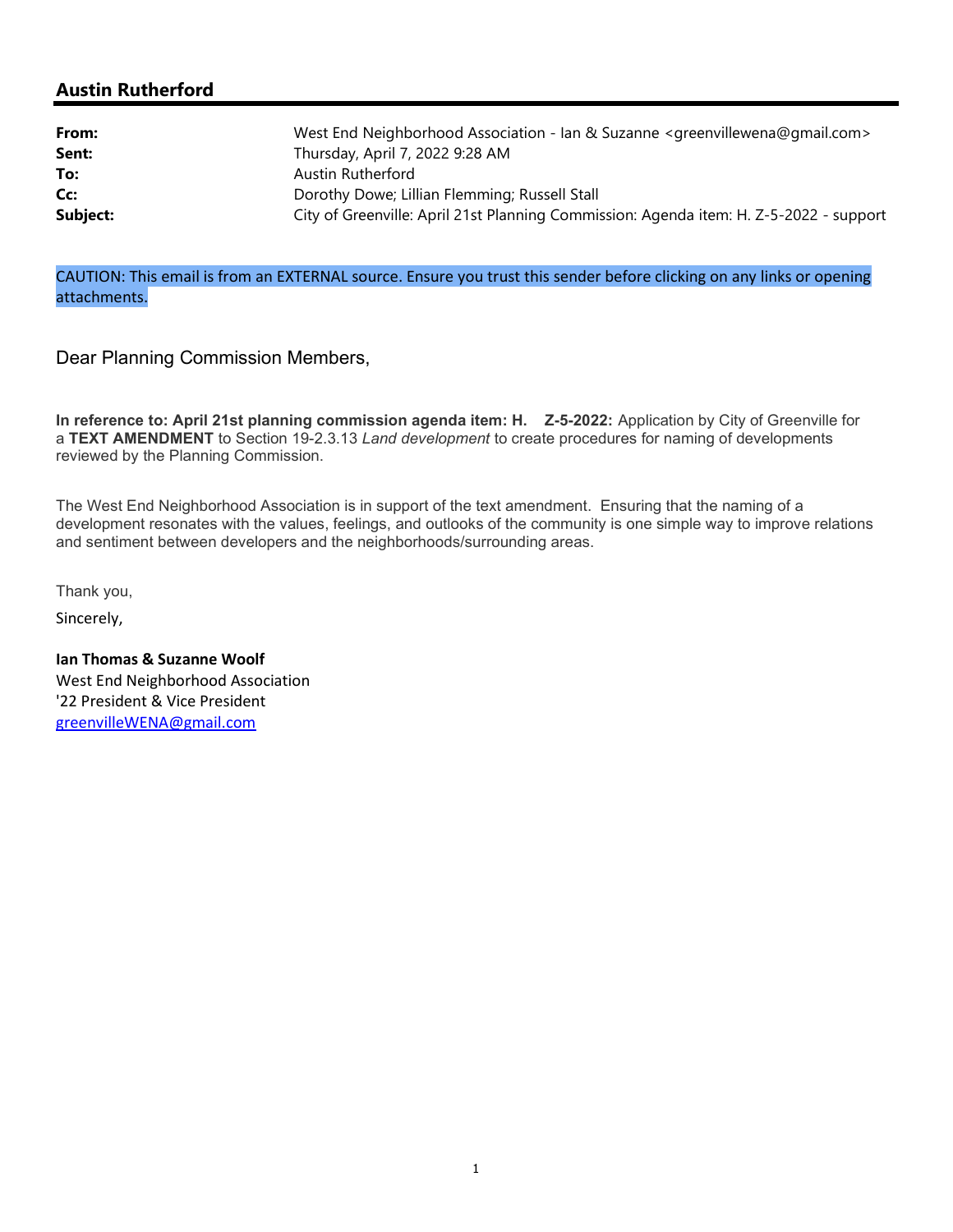## Austin Rutherford

| | |
|---|---|
| **From:** | West End Neighborhood Association - Ian & Suzanne <greenvillewena@gmail.com> |
| **Sent:** | Thursday, April 7, 2022 9:28 AM |
| **To:** | Austin Rutherford |
| **Cc:** | Dorothy Dowe; Lillian Flemming; Russell Stall |
| **Subject:** | City of Greenville: April 21st Planning Commission: Agenda item: H. Z-5-2022 - support |

CAUTION: This email is from an EXTERNAL source. Ensure you trust this sender before clicking on any links or opening attachments.

Dear Planning Commission Members,

**In reference to: April 21st planning commission agenda item: H. Z-5-2022:** Application by City of Greenville for a **TEXT AMENDMENT** to Section 19-2.3.13 *Land development* to create procedures for naming of developments reviewed by the Planning Commission.

The West End Neighborhood Association is in support of the text amendment. Ensuring that the naming of a development resonates with the values, feelings, and outlooks of the community is one simple way to improve relations and sentiment between developers and the neighborhoods/surrounding areas.

Thank you,

Sincerely,

**Ian Thomas & Suzanne Woolf**
West End Neighborhood Association
'22 President & Vice President
greenvilleWENA@gmail.com